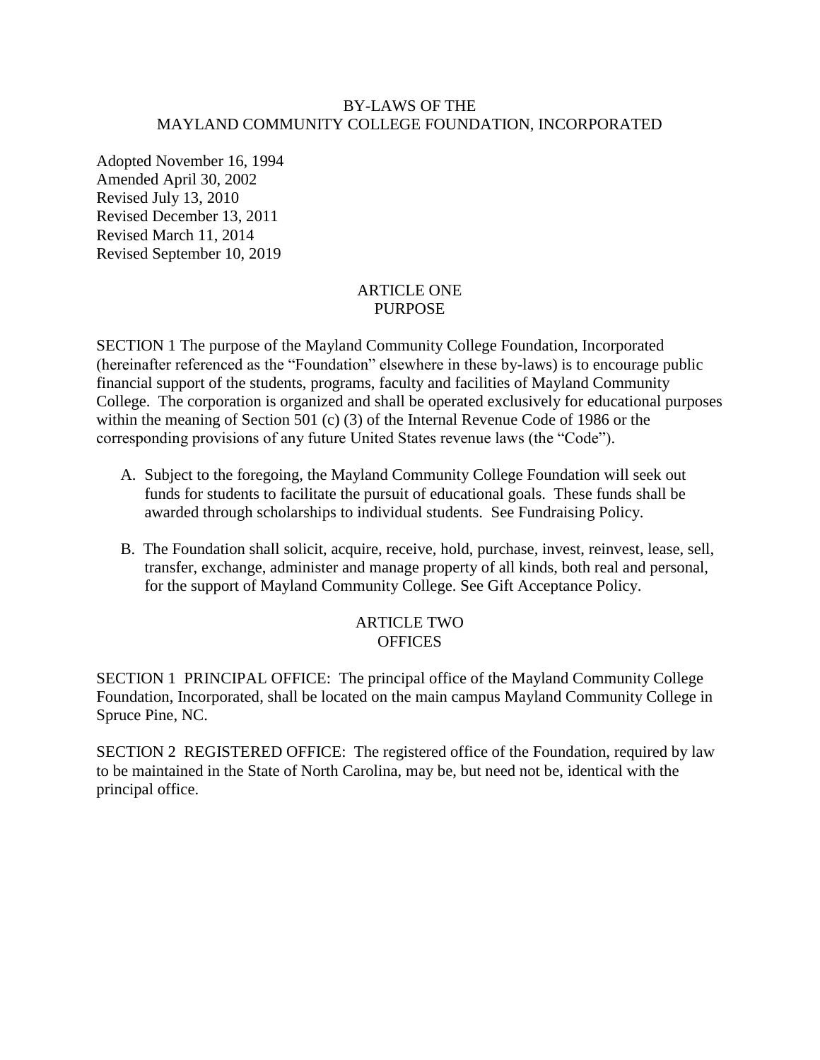# BY-LAWS OF THE MAYLAND COMMUNITY COLLEGE FOUNDATION, INCORPORATED

Adopted November 16, 1994
Amended April 30, 2002
Revised July 13, 2010
Revised December 13, 2011
Revised March 11, 2014
Revised September 10, 2019

## ARTICLE ONE
## PURPOSE

SECTION 1 The purpose of the Mayland Community College Foundation, Incorporated (hereinafter referenced as the "Foundation" elsewhere in these by-laws) is to encourage public financial support of the students, programs, faculty and facilities of Mayland Community College. The corporation is organized and shall be operated exclusively for educational purposes within the meaning of Section 501 (c) (3) of the Internal Revenue Code of 1986 or the corresponding provisions of any future United States revenue laws (the "Code").

A. Subject to the foregoing, the Mayland Community College Foundation will seek out funds for students to facilitate the pursuit of educational goals. These funds shall be awarded through scholarships to individual students. See Fundraising Policy.

B. The Foundation shall solicit, acquire, receive, hold, purchase, invest, reinvest, lease, sell, transfer, exchange, administer and manage property of all kinds, both real and personal, for the support of Mayland Community College. See Gift Acceptance Policy.

## ARTICLE TWO
## OFFICES

SECTION 1 PRINCIPAL OFFICE: The principal office of the Mayland Community College Foundation, Incorporated, shall be located on the main campus Mayland Community College in Spruce Pine, NC.

SECTION 2 REGISTERED OFFICE: The registered office of the Foundation, required by law to be maintained in the State of North Carolina, may be, but need not be, identical with the principal office.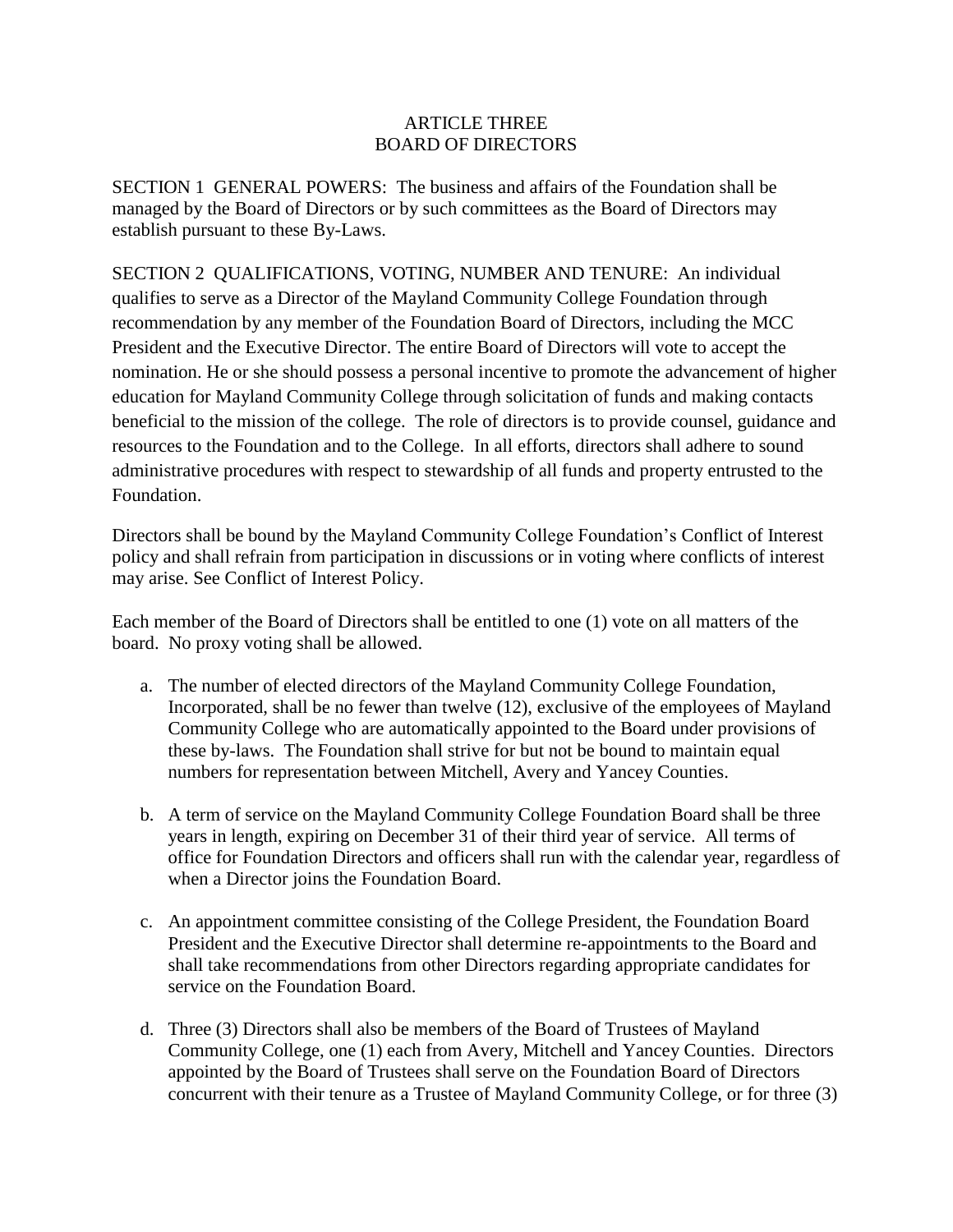# ARTICLE THREE
## BOARD OF DIRECTORS

SECTION 1 GENERAL POWERS: The business and affairs of the Foundation shall be managed by the Board of Directors or by such committees as the Board of Directors may establish pursuant to these By-Laws.

SECTION 2 QUALIFICATIONS, VOTING, NUMBER AND TENURE: An individual qualifies to serve as a Director of the Mayland Community College Foundation through recommendation by any member of the Foundation Board of Directors, including the MCC President and the Executive Director. The entire Board of Directors will vote to accept the nomination. He or she should possess a personal incentive to promote the advancement of higher education for Mayland Community College through solicitation of funds and making contacts beneficial to the mission of the college. The role of directors is to provide counsel, guidance and resources to the Foundation and to the College. In all efforts, directors shall adhere to sound administrative procedures with respect to stewardship of all funds and property entrusted to the Foundation.

Directors shall be bound by the Mayland Community College Foundation's Conflict of Interest policy and shall refrain from participation in discussions or in voting where conflicts of interest may arise. See Conflict of Interest Policy.

Each member of the Board of Directors shall be entitled to one (1) vote on all matters of the board. No proxy voting shall be allowed.

a. The number of elected directors of the Mayland Community College Foundation, Incorporated, shall be no fewer than twelve (12), exclusive of the employees of Mayland Community College who are automatically appointed to the Board under provisions of these by-laws. The Foundation shall strive for but not be bound to maintain equal numbers for representation between Mitchell, Avery and Yancey Counties.

b. A term of service on the Mayland Community College Foundation Board shall be three years in length, expiring on December 31 of their third year of service. All terms of office for Foundation Directors and officers shall run with the calendar year, regardless of when a Director joins the Foundation Board.

c. An appointment committee consisting of the College President, the Foundation Board President and the Executive Director shall determine re-appointments to the Board and shall take recommendations from other Directors regarding appropriate candidates for service on the Foundation Board.

d. Three (3) Directors shall also be members of the Board of Trustees of Mayland Community College, one (1) each from Avery, Mitchell and Yancey Counties. Directors appointed by the Board of Trustees shall serve on the Foundation Board of Directors concurrent with their tenure as a Trustee of Mayland Community College, or for three (3)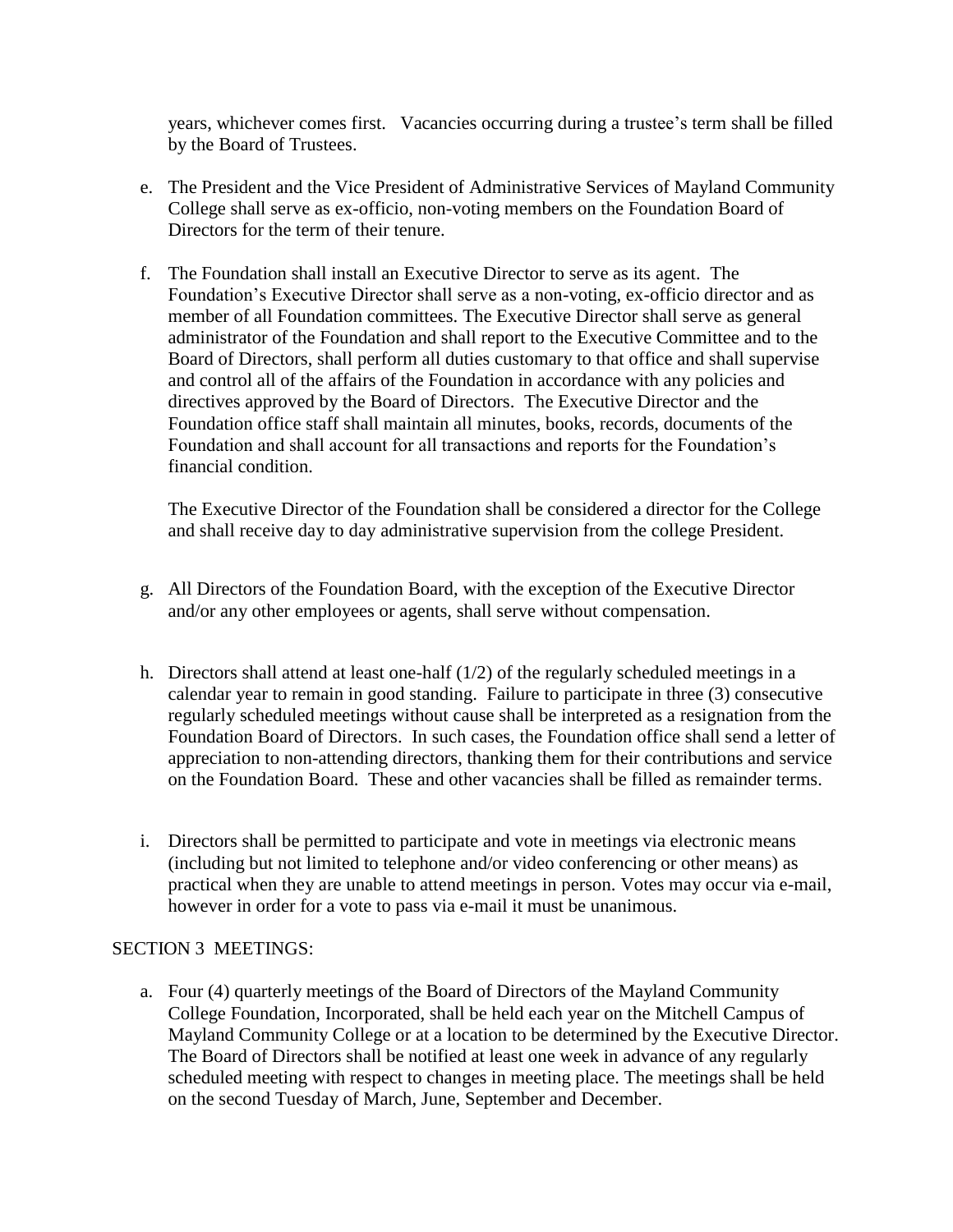years, whichever comes first. Vacancies occurring during a trustee's term shall be filled by the Board of Trustees.

e. The President and the Vice President of Administrative Services of Mayland Community College shall serve as ex-officio, non-voting members on the Foundation Board of Directors for the term of their tenure.

f. The Foundation shall install an Executive Director to serve as its agent. The Foundation's Executive Director shall serve as a non-voting, ex-officio director and as member of all Foundation committees. The Executive Director shall serve as general administrator of the Foundation and shall report to the Executive Committee and to the Board of Directors, shall perform all duties customary to that office and shall supervise and control all of the affairs of the Foundation in accordance with any policies and directives approved by the Board of Directors. The Executive Director and the Foundation office staff shall maintain all minutes, books, records, documents of the Foundation and shall account for all transactions and reports for the Foundation's financial condition.

   The Executive Director of the Foundation shall be considered a director for the College and shall receive day to day administrative supervision from the college President.

g. All Directors of the Foundation Board, with the exception of the Executive Director and/or any other employees or agents, shall serve without compensation.

h. Directors shall attend at least one-half (1/2) of the regularly scheduled meetings in a calendar year to remain in good standing. Failure to participate in three (3) consecutive regularly scheduled meetings without cause shall be interpreted as a resignation from the Foundation Board of Directors. In such cases, the Foundation office shall send a letter of appreciation to non-attending directors, thanking them for their contributions and service on the Foundation Board. These and other vacancies shall be filled as remainder terms.

i. Directors shall be permitted to participate and vote in meetings via electronic means (including but not limited to telephone and/or video conferencing or other means) as practical when they are unable to attend meetings in person. Votes may occur via e-mail, however in order for a vote to pass via e-mail it must be unanimous.

## SECTION 3 MEETINGS:

a. Four (4) quarterly meetings of the Board of Directors of the Mayland Community College Foundation, Incorporated, shall be held each year on the Mitchell Campus of Mayland Community College or at a location to be determined by the Executive Director. The Board of Directors shall be notified at least one week in advance of any regularly scheduled meeting with respect to changes in meeting place. The meetings shall be held on the second Tuesday of March, June, September and December.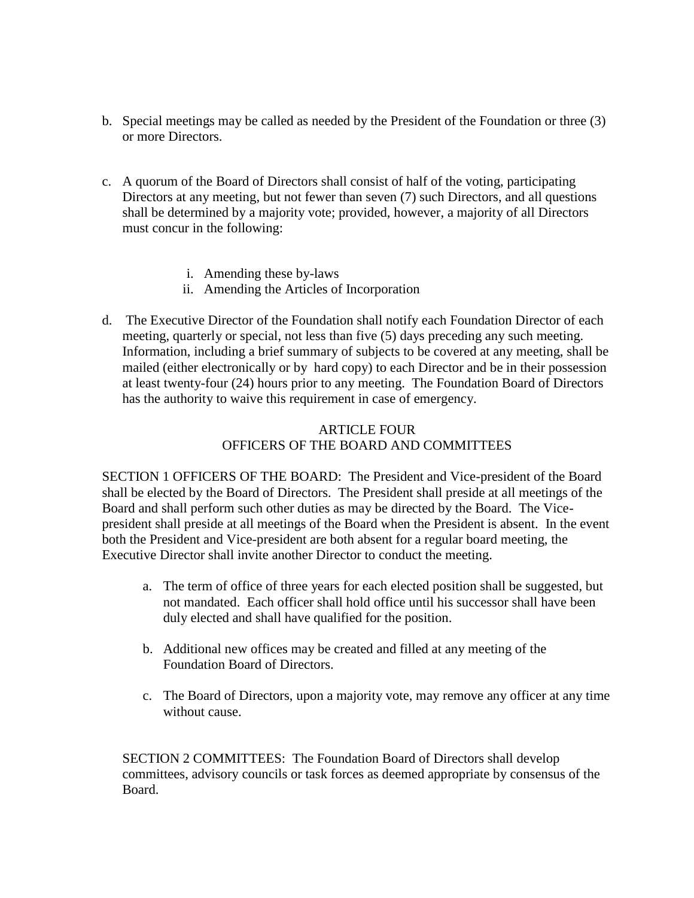b. Special meetings may be called as needed by the President of the Foundation or three (3) or more Directors.

c. A quorum of the Board of Directors shall consist of half of the voting, participating Directors at any meeting, but not fewer than seven (7) such Directors, and all questions shall be determined by a majority vote; provided, however, a majority of all Directors must concur in the following:

    i. Amending these by-laws
    ii. Amending the Articles of Incorporation

d. The Executive Director of the Foundation shall notify each Foundation Director of each meeting, quarterly or special, not less than five (5) days preceding any such meeting. Information, including a brief summary of subjects to be covered at any meeting, shall be mailed (either electronically or by hard copy) to each Director and be in their possession at least twenty-four (24) hours prior to any meeting. The Foundation Board of Directors has the authority to waive this requirement in case of emergency.

## ARTICLE FOUR
## OFFICERS OF THE BOARD AND COMMITTEES

SECTION 1 OFFICERS OF THE BOARD: The President and Vice-president of the Board shall be elected by the Board of Directors. The President shall preside at all meetings of the Board and shall perform such other duties as may be directed by the Board. The Vice-president shall preside at all meetings of the Board when the President is absent. In the event both the President and Vice-president are both absent for a regular board meeting, the Executive Director shall invite another Director to conduct the meeting.

a. The term of office of three years for each elected position shall be suggested, but not mandated. Each officer shall hold office until his successor shall have been duly elected and shall have qualified for the position.

b. Additional new offices may be created and filled at any meeting of the Foundation Board of Directors.

c. The Board of Directors, upon a majority vote, may remove any officer at any time without cause.

SECTION 2 COMMITTEES: The Foundation Board of Directors shall develop committees, advisory councils or task forces as deemed appropriate by consensus of the Board.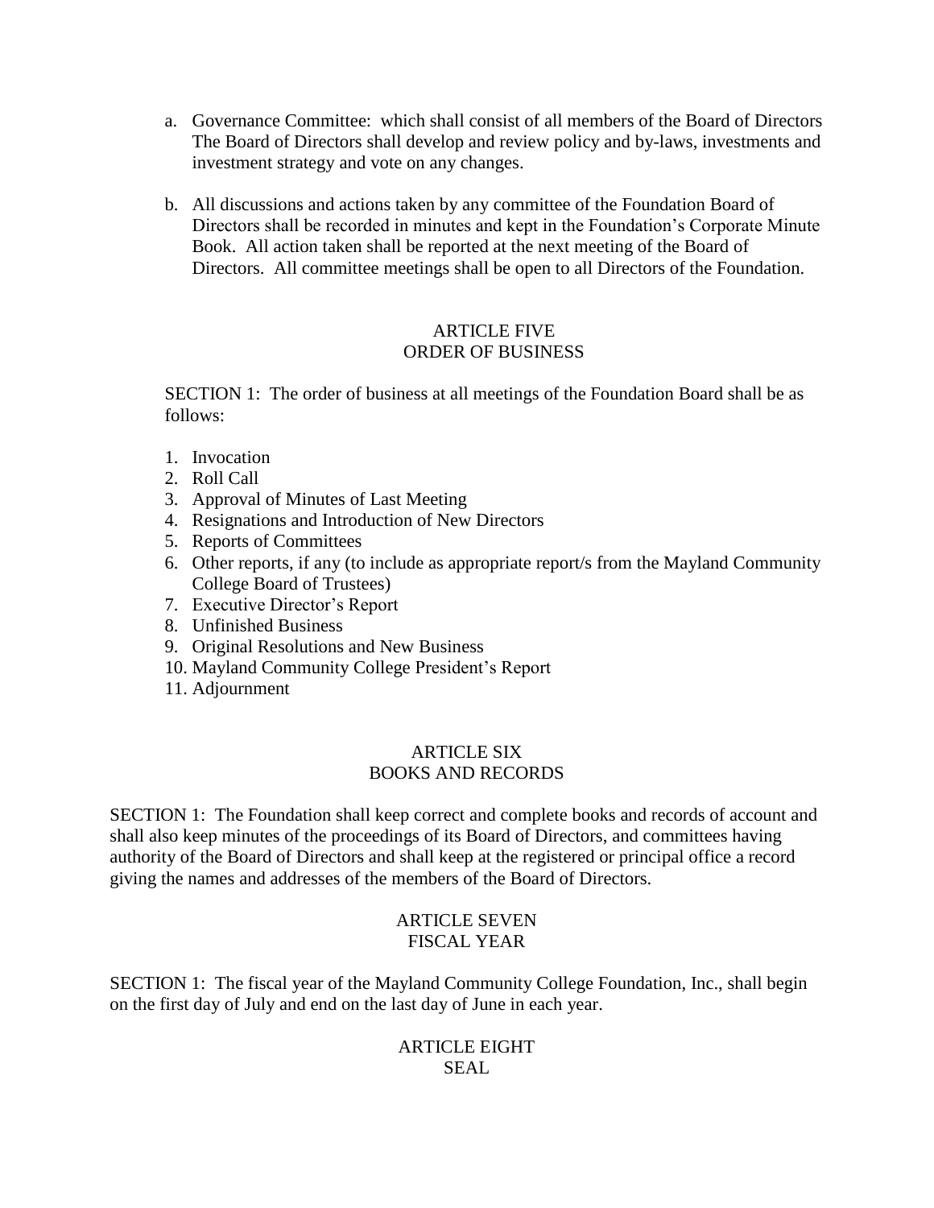a. Governance Committee: which shall consist of all members of the Board of Directors The Board of Directors shall develop and review policy and by-laws, investments and investment strategy and vote on any changes.

b. All discussions and actions taken by any committee of the Foundation Board of Directors shall be recorded in minutes and kept in the Foundation's Corporate Minute Book. All action taken shall be reported at the next meeting of the Board of Directors. All committee meetings shall be open to all Directors of the Foundation.

## ARTICLE FIVE
## ORDER OF BUSINESS

SECTION 1: The order of business at all meetings of the Foundation Board shall be as follows:

1. Invocation
2. Roll Call
3. Approval of Minutes of Last Meeting
4. Resignations and Introduction of New Directors
5. Reports of Committees
6. Other reports, if any (to include as appropriate report/s from the Mayland Community College Board of Trustees)
7. Executive Director's Report
8. Unfinished Business
9. Original Resolutions and New Business
10. Mayland Community College President's Report
11. Adjournment

## ARTICLE SIX
## BOOKS AND RECORDS

SECTION 1: The Foundation shall keep correct and complete books and records of account and shall also keep minutes of the proceedings of its Board of Directors, and committees having authority of the Board of Directors and shall keep at the registered or principal office a record giving the names and addresses of the members of the Board of Directors.

## ARTICLE SEVEN
## FISCAL YEAR

SECTION 1: The fiscal year of the Mayland Community College Foundation, Inc., shall begin on the first day of July and end on the last day of June in each year.

## ARTICLE EIGHT
## SEAL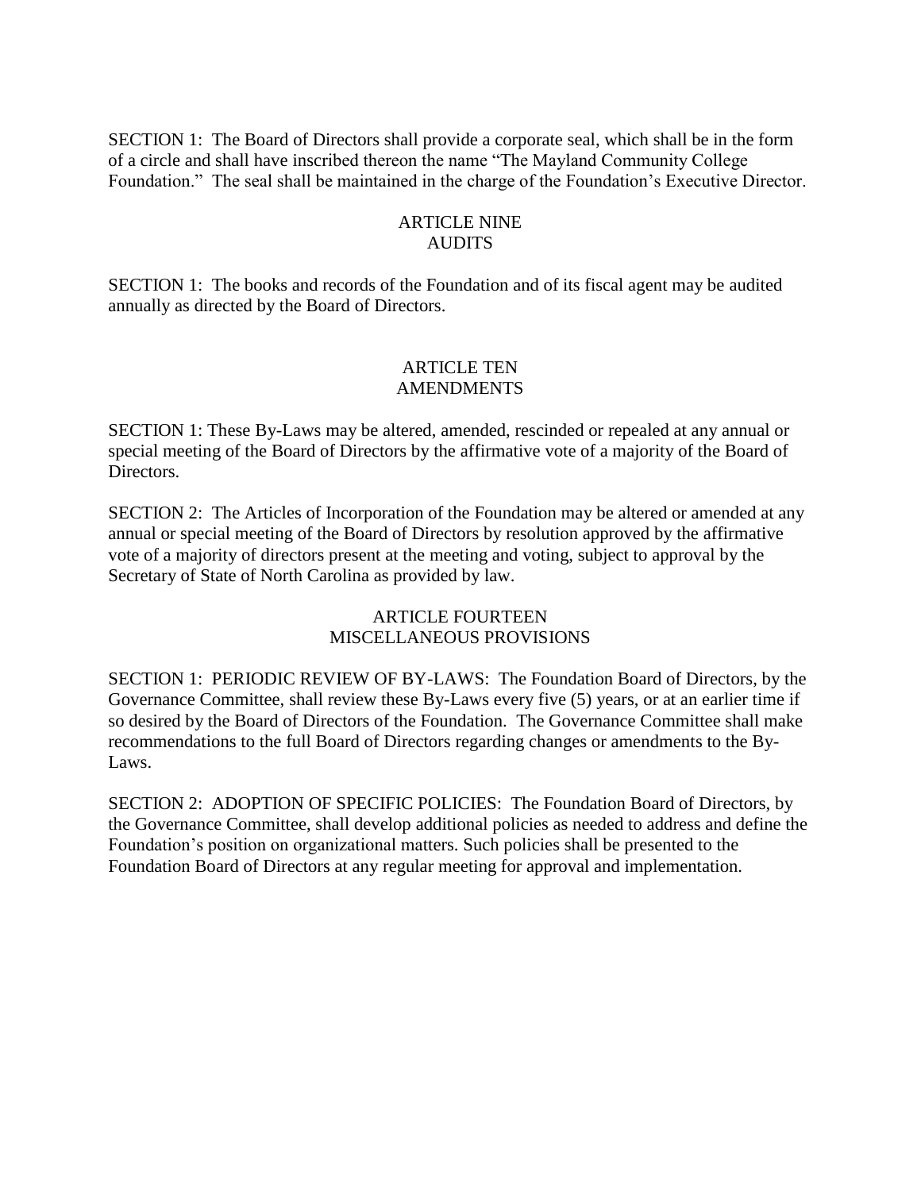SECTION 1: The Board of Directors shall provide a corporate seal, which shall be in the form of a circle and shall have inscribed thereon the name "The Mayland Community College Foundation." The seal shall be maintained in the charge of the Foundation's Executive Director.

## ARTICLE NINE
## AUDITS

SECTION 1: The books and records of the Foundation and of its fiscal agent may be audited annually as directed by the Board of Directors.

## ARTICLE TEN
## AMENDMENTS

SECTION 1: These By-Laws may be altered, amended, rescinded or repealed at any annual or special meeting of the Board of Directors by the affirmative vote of a majority of the Board of Directors.

SECTION 2: The Articles of Incorporation of the Foundation may be altered or amended at any annual or special meeting of the Board of Directors by resolution approved by the affirmative vote of a majority of directors present at the meeting and voting, subject to approval by the Secretary of State of North Carolina as provided by law.

## ARTICLE FOURTEEN
## MISCELLANEOUS PROVISIONS

SECTION 1: PERIODIC REVIEW OF BY-LAWS: The Foundation Board of Directors, by the Governance Committee, shall review these By-Laws every five (5) years, or at an earlier time if so desired by the Board of Directors of the Foundation. The Governance Committee shall make recommendations to the full Board of Directors regarding changes or amendments to the By-Laws.

SECTION 2: ADOPTION OF SPECIFIC POLICIES: The Foundation Board of Directors, by the Governance Committee, shall develop additional policies as needed to address and define the Foundation's position on organizational matters. Such policies shall be presented to the Foundation Board of Directors at any regular meeting for approval and implementation.